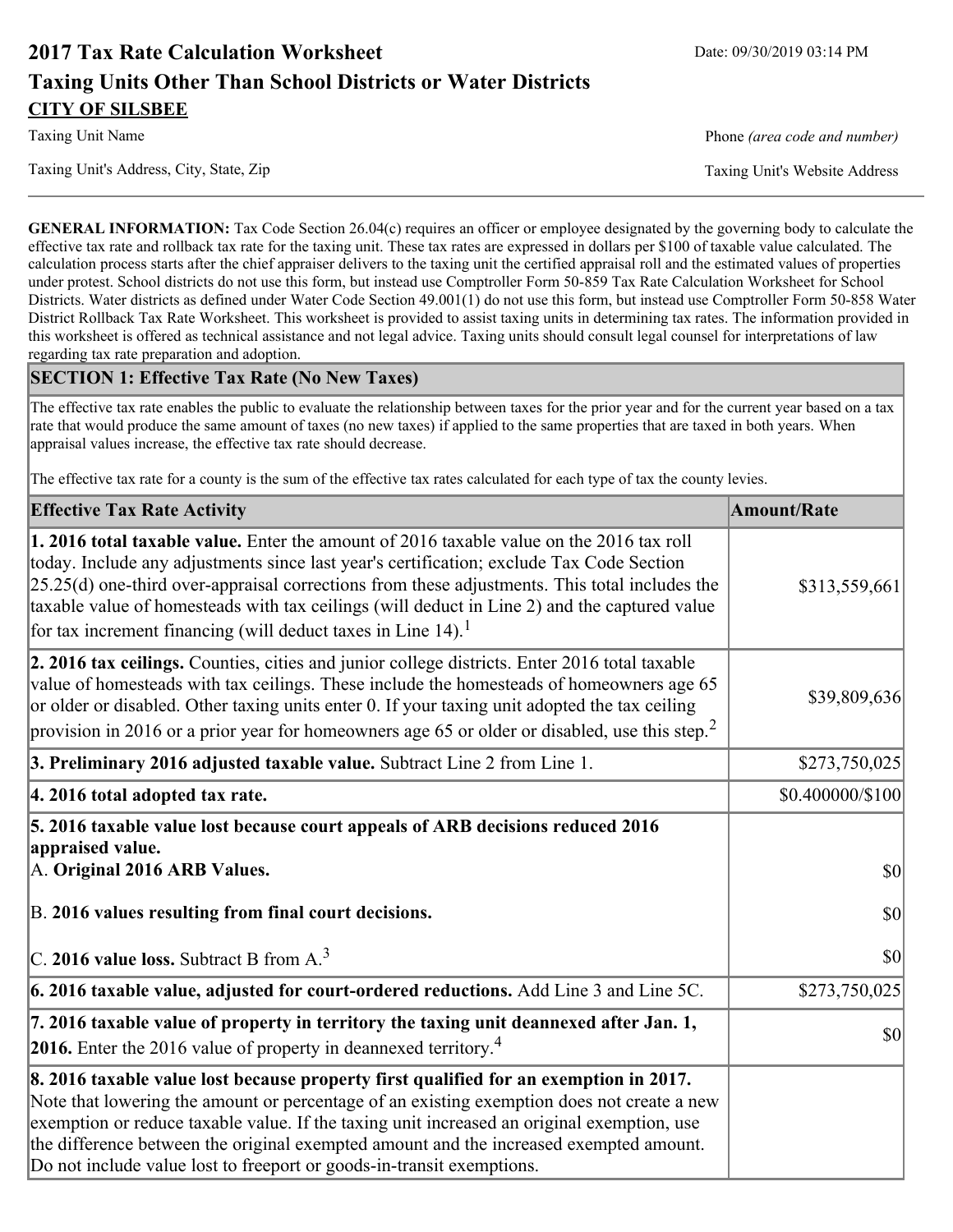# 2017 Tax Rate Calculation Worksheet

Date: 09/30/2019 03:14 PM

## Taxing Units Other Than School Districts or Water Districts

**CITY OF SILSBEE**

Taxing Unit Name

Phone *(area code and number)*

Taxing Unit's Address, City, State, Zip

Taxing Unit's Website Address

**GENERAL INFORMATION:** Tax Code Section 26.04(c) requires an officer or employee designated by the governing body to calculate the effective tax rate and rollback tax rate for the taxing unit. These tax rates are expressed in dollars per $100 of taxable value calculated. The calculation process starts after the chief appraiser delivers to the taxing unit the certified appraisal roll and the estimated values of properties under protest. School districts do not use this form, but instead use Comptroller Form 50-859 Tax Rate Calculation Worksheet for School Districts. Water districts as defined under Water Code Section 49.001(1) do not use this form, but instead use Comptroller Form 50-858 Water District Rollback Tax Rate Worksheet. This worksheet is provided to assist taxing units in determining tax rates. The information provided in this worksheet is offered as technical assistance and not legal advice. Taxing units should consult legal counsel for interpretations of law regarding tax rate preparation and adoption.

### SECTION 1: Effective Tax Rate (No New Taxes)

The effective tax rate enables the public to evaluate the relationship between taxes for the prior year and for the current year based on a tax rate that would produce the same amount of taxes (no new taxes) if applied to the same properties that are taxed in both years. When appraisal values increase, the effective tax rate should decrease.

The effective tax rate for a county is the sum of the effective tax rates calculated for each type of tax the county levies.

| Effective Tax Rate Activity | Amount/Rate |
|---|---|
| **1. 2016 total taxable value.** Enter the amount of 2016 taxable value on the 2016 tax roll today. Include any adjustments since last year's certification; exclude Tax Code Section 25.25(d) one-third over-appraisal corrections from these adjustments. This total includes the taxable value of homesteads with tax ceilings (will deduct in Line 2) and the captured value for tax increment financing (will deduct taxes in Line 14).[1] | $313,559,661 |
| **2. 2016 tax ceilings.** Counties, cities and junior college districts. Enter 2016 total taxable value of homesteads with tax ceilings. These include the homesteads of homeowners age 65 or older or disabled. Other taxing units enter 0. If your taxing unit adopted the tax ceiling provision in 2016 or a prior year for homeowners age 65 or older or disabled, use this step.[2] | $39,809,636 |
| **3. Preliminary 2016 adjusted taxable value.** Subtract Line 2 from Line 1. | $273,750,025 |
| **4. 2016 total adopted tax rate.** | $0.400000/$100 |
| **5. 2016 taxable value lost because court appeals of ARB decisions reduced 2016 appraised value.** | |
| A. **Original 2016 ARB Values.** | $0 |
| B. **2016 values resulting from final court decisions.** | $0 |
| C. **2016 value loss.** Subtract B from A.[3] | $0 |
| **6. 2016 taxable value, adjusted for court-ordered reductions.** Add Line 3 and Line 5C. | $273,750,025 |
| **7. 2016 taxable value of property in territory the taxing unit deannexed after Jan. 1, 2016.** Enter the 2016 value of property in deannexed territory.[4] | $0 |
| **8. 2016 taxable value lost because property first qualified for an exemption in 2017.** Note that lowering the amount or percentage of an existing exemption does not create a new exemption or reduce taxable value. If the taxing unit increased an original exemption, use the difference between the original exempted amount and the increased exempted amount. Do not include value lost to freeport or goods-in-transit exemptions. | |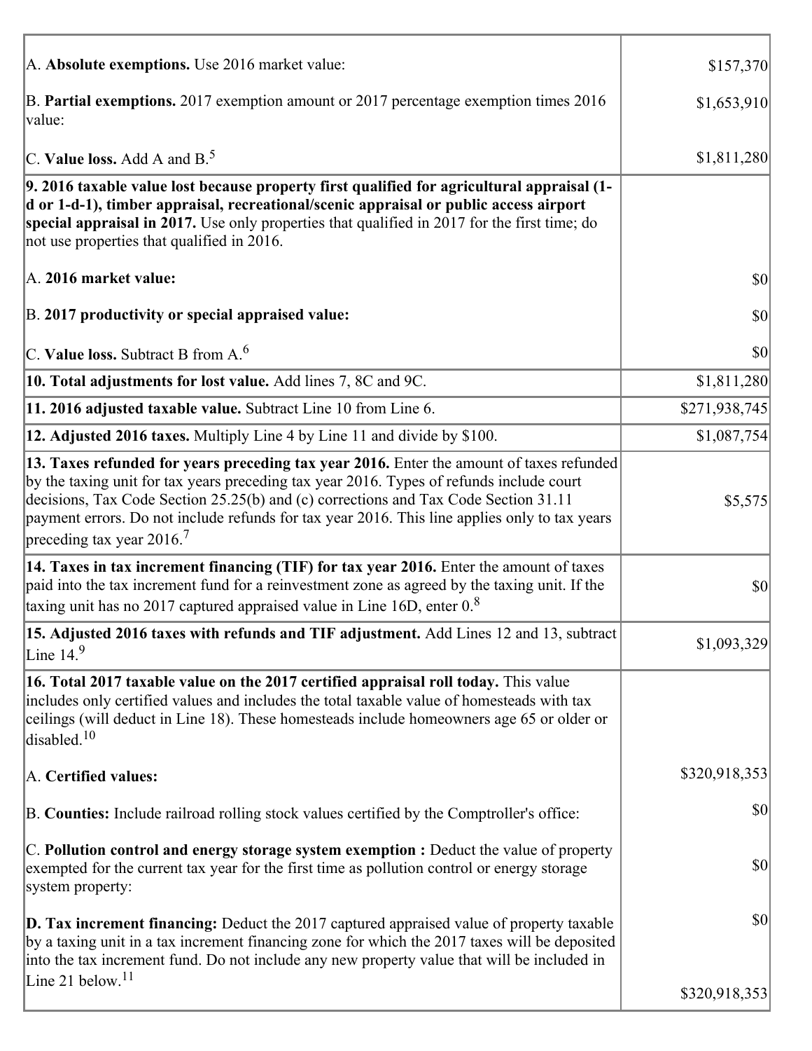| | |
|---|---|
| A. **Absolute exemptions.** Use 2016 market value: | $157,370 |
| B. **Partial exemptions.** 2017 exemption amount or 2017 percentage exemption times 2016 value: | $1,653,910 |
| C. **Value loss.** Add A and B.[5] | $1,811,280 |
| **9. 2016 taxable value lost because property first qualified for agricultural appraisal (1-d or 1-d-1), timber appraisal, recreational/scenic appraisal or public access airport special appraisal in 2017.** Use only properties that qualified in 2017 for the first time; do not use properties that qualified in 2016. | |
| A. **2016 market value:** | $0 |
| B. **2017 productivity or special appraised value:** | $0 |
| C. **Value loss.** Subtract B from A.[6] | $0 |
| **10. Total adjustments for lost value.** Add lines 7, 8C and 9C. | $1,811,280 |
| **11. 2016 adjusted taxable value.** Subtract Line 10 from Line 6. | $271,938,745 |
| **12. Adjusted 2016 taxes.** Multiply Line 4 by Line 11 and divide by $100. | $1,087,754 |
| **13. Taxes refunded for years preceding tax year 2016.** Enter the amount of taxes refunded by the taxing unit for tax years preceding tax year 2016. Types of refunds include court decisions, Tax Code Section 25.25(b) and (c) corrections and Tax Code Section 31.11 payment errors. Do not include refunds for tax year 2016. This line applies only to tax years preceding tax year 2016.[7] | $5,575 |
| **14. Taxes in tax increment financing (TIF) for tax year 2016.** Enter the amount of taxes paid into the tax increment fund for a reinvestment zone as agreed by the taxing unit. If the taxing unit has no 2017 captured appraised value in Line 16D, enter 0.[8] | $0 |
| **15. Adjusted 2016 taxes with refunds and TIF adjustment.** Add Lines 12 and 13, subtract Line 14.[9] | $1,093,329 |
| **16. Total 2017 taxable value on the 2017 certified appraisal roll today.** This value includes only certified values and includes the total taxable value of homesteads with tax ceilings (will deduct in Line 18). These homesteads include homeowners age 65 or older or disabled.[10] | |
| A. **Certified values:** | $320,918,353 |
| B. **Counties:** Include railroad rolling stock values certified by the Comptroller's office: | $0 |
| C. **Pollution control and energy storage system exemption :** Deduct the value of property exempted for the current tax year for the first time as pollution control or energy storage system property: | $0 |
| **D. Tax increment financing:** Deduct the 2017 captured appraised value of property taxable by a taxing unit in a tax increment financing zone for which the 2017 taxes will be deposited into the tax increment fund. Do not include any new property value that will be included in Line 21 below.[11] | $0<br><br>$320,918,353 |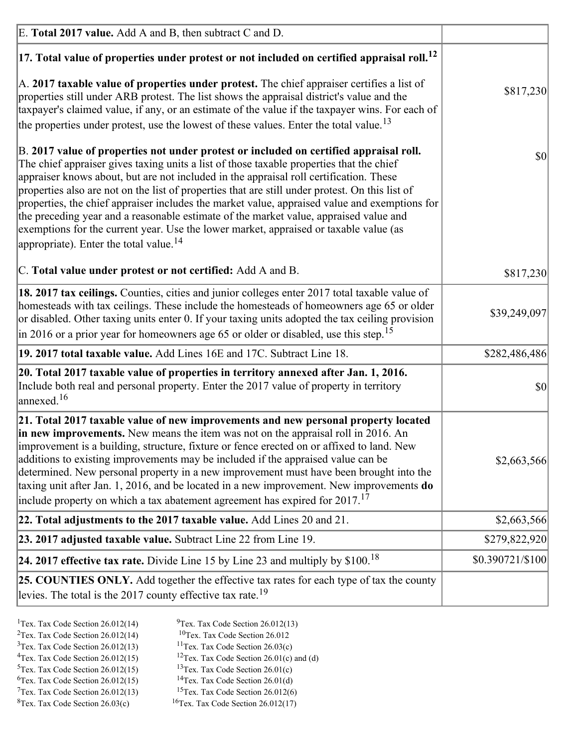| | |
|---|---|
| E. **Total 2017 value.** Add A and B, then subtract C and D. | |
| **17. Total value of properties under protest or not included on certified appraisal roll.**[12] | |
| A. **2017 taxable value of properties under protest.** The chief appraiser certifies a list of properties still under ARB protest. The list shows the appraisal district's value and the taxpayer's claimed value, if any, or an estimate of the value if the taxpayer wins. For each of the properties under protest, use the lowest of these values. Enter the total value.[13] | $817,230 |
| B. **2017 value of properties not under protest or included on certified appraisal roll.** The chief appraiser gives taxing units a list of those taxable properties that the chief appraiser knows about, but are not included in the appraisal roll certification. These properties also are not on the list of properties that are still under protest. On this list of properties, the chief appraiser includes the market value, appraised value and exemptions for the preceding year and a reasonable estimate of the market value, appraised value and exemptions for the current year. Use the lower market, appraised or taxable value (as appropriate). Enter the total value.[14] | $0 |
| C. **Total value under protest or not certified:** Add A and B. | $817,230 |
| **18. 2017 tax ceilings.** Counties, cities and junior colleges enter 2017 total taxable value of homesteads with tax ceilings. These include the homesteads of homeowners age 65 or older or disabled. Other taxing units enter 0. If your taxing units adopted the tax ceiling provision in 2016 or a prior year for homeowners age 65 or older or disabled, use this step.[15] | $39,249,097 |
| **19. 2017 total taxable value.** Add Lines 16E and 17C. Subtract Line 18. | $282,486,486 |
| **20. Total 2017 taxable value of properties in territory annexed after Jan. 1, 2016.** Include both real and personal property. Enter the 2017 value of property in territory annexed.[16] | $0 |
| **21. Total 2017 taxable value of new improvements and new personal property located in new improvements.** New means the item was not on the appraisal roll in 2016. An improvement is a building, structure, fixture or fence erected on or affixed to land. New additions to existing improvements may be included if the appraised value can be determined. New personal property in a new improvement must have been brought into the taxing unit after Jan. 1, 2016, and be located in a new improvement. New improvements **do** include property on which a tax abatement agreement has expired for 2017.[17] | $2,663,566 |
| **22. Total adjustments to the 2017 taxable value.** Add Lines 20 and 21. | $2,663,566 |
| **23. 2017 adjusted taxable value.** Subtract Line 22 from Line 19. | $279,822,920 |
| **24. 2017 effective tax rate.** Divide Line 15 by Line 23 and multiply by $100.[18] | $0.390721/$100 |
| **25. COUNTIES ONLY.** Add together the effective tax rates for each type of tax the county levies. The total is the 2017 county effective tax rate.[19] | |

[1]Tex. Tax Code Section 26.012(14)
[2]Tex. Tax Code Section 26.012(14)
[3]Tex. Tax Code Section 26.012(13)
[4]Tex. Tax Code Section 26.012(15)
[5]Tex. Tax Code Section 26.012(15)
[6]Tex. Tax Code Section 26.012(15)
[7]Tex. Tax Code Section 26.012(13)
[8]Tex. Tax Code Section 26.03(c)
[9]Tex. Tax Code Section 26.012(13)
[10]Tex. Tax Code Section 26.012
[11]Tex. Tax Code Section 26.03(c)
[12]Tex. Tax Code Section 26.01(c) and (d)
[13]Tex. Tax Code Section 26.01(c)
[14]Tex. Tax Code Section 26.01(d)
[15]Tex. Tax Code Section 26.012(6)
[16]Tex. Tax Code Section 26.012(17)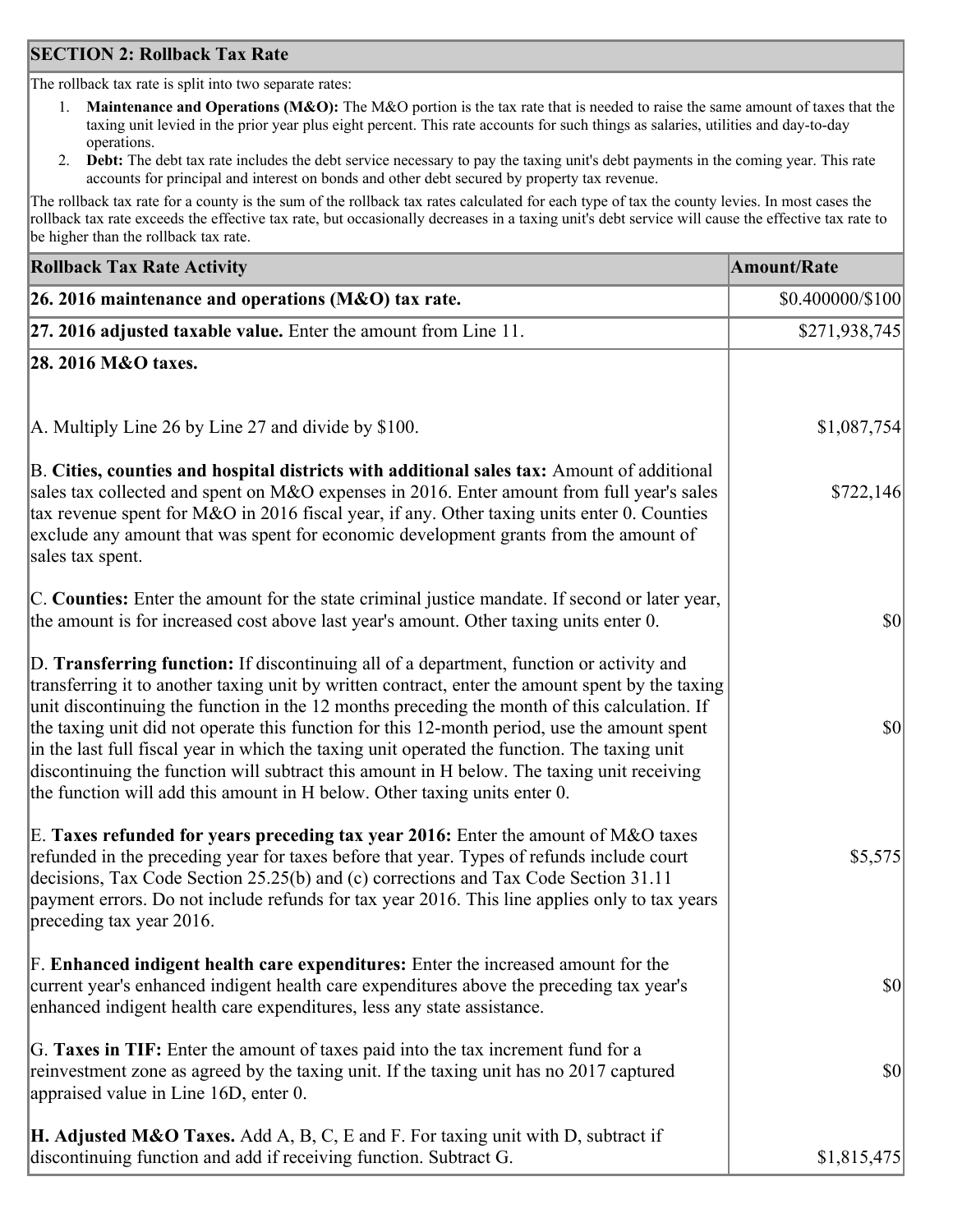## SECTION 2: Rollback Tax Rate

The rollback tax rate is split into two separate rates:

1. **Maintenance and Operations (M&O):** The M&O portion is the tax rate that is needed to raise the same amount of taxes that the taxing unit levied in the prior year plus eight percent. This rate accounts for such things as salaries, utilities and day-to-day operations.
2. **Debt:** The debt tax rate includes the debt service necessary to pay the taxing unit's debt payments in the coming year. This rate accounts for principal and interest on bonds and other debt secured by property tax revenue.

The rollback tax rate for a county is the sum of the rollback tax rates calculated for each type of tax the county levies. In most cases the rollback tax rate exceeds the effective tax rate, but occasionally decreases in a taxing unit's debt service will cause the effective tax rate to be higher than the rollback tax rate.

| Rollback Tax Rate Activity | Amount/Rate |
|---|---|
| **26. 2016 maintenance and operations (M&O) tax rate.** | $0.400000/$100 |
| **27. 2016 adjusted taxable value.** Enter the amount from Line 11. | $271,938,745 |
| **28. 2016 M&O taxes.** | |
| A. Multiply Line 26 by Line 27 and divide by $100. | $1,087,754 |
| B. **Cities, counties and hospital districts with additional sales tax:** Amount of additional sales tax collected and spent on M&O expenses in 2016. Enter amount from full year's sales tax revenue spent for M&O in 2016 fiscal year, if any. Other taxing units enter 0. Counties exclude any amount that was spent for economic development grants from the amount of sales tax spent. | $722,146 |
| C. **Counties:** Enter the amount for the state criminal justice mandate. If second or later year, the amount is for increased cost above last year's amount. Other taxing units enter 0. | $0 |
| D. **Transferring function:** If discontinuing all of a department, function or activity and transferring it to another taxing unit by written contract, enter the amount spent by the taxing unit discontinuing the function in the 12 months preceding the month of this calculation. If the taxing unit did not operate this function for this 12-month period, use the amount spent in the last full fiscal year in which the taxing unit operated the function. The taxing unit discontinuing the function will subtract this amount in H below. The taxing unit receiving the function will add this amount in H below. Other taxing units enter 0. | $0 |
| E. **Taxes refunded for years preceding tax year 2016:** Enter the amount of M&O taxes refunded in the preceding year for taxes before that year. Types of refunds include court decisions, Tax Code Section 25.25(b) and (c) corrections and Tax Code Section 31.11 payment errors. Do not include refunds for tax year 2016. This line applies only to tax years preceding tax year 2016. | $5,575 |
| F. **Enhanced indigent health care expenditures:** Enter the increased amount for the current year's enhanced indigent health care expenditures above the preceding tax year's enhanced indigent health care expenditures, less any state assistance. | $0 |
| G. **Taxes in TIF:** Enter the amount of taxes paid into the tax increment fund for a reinvestment zone as agreed by the taxing unit. If the taxing unit has no 2017 captured appraised value in Line 16D, enter 0. | $0 |
| **H. Adjusted M&O Taxes.** Add A, B, C, E and F. For taxing unit with D, subtract if discontinuing function and add if receiving function. Subtract G. | $1,815,475 |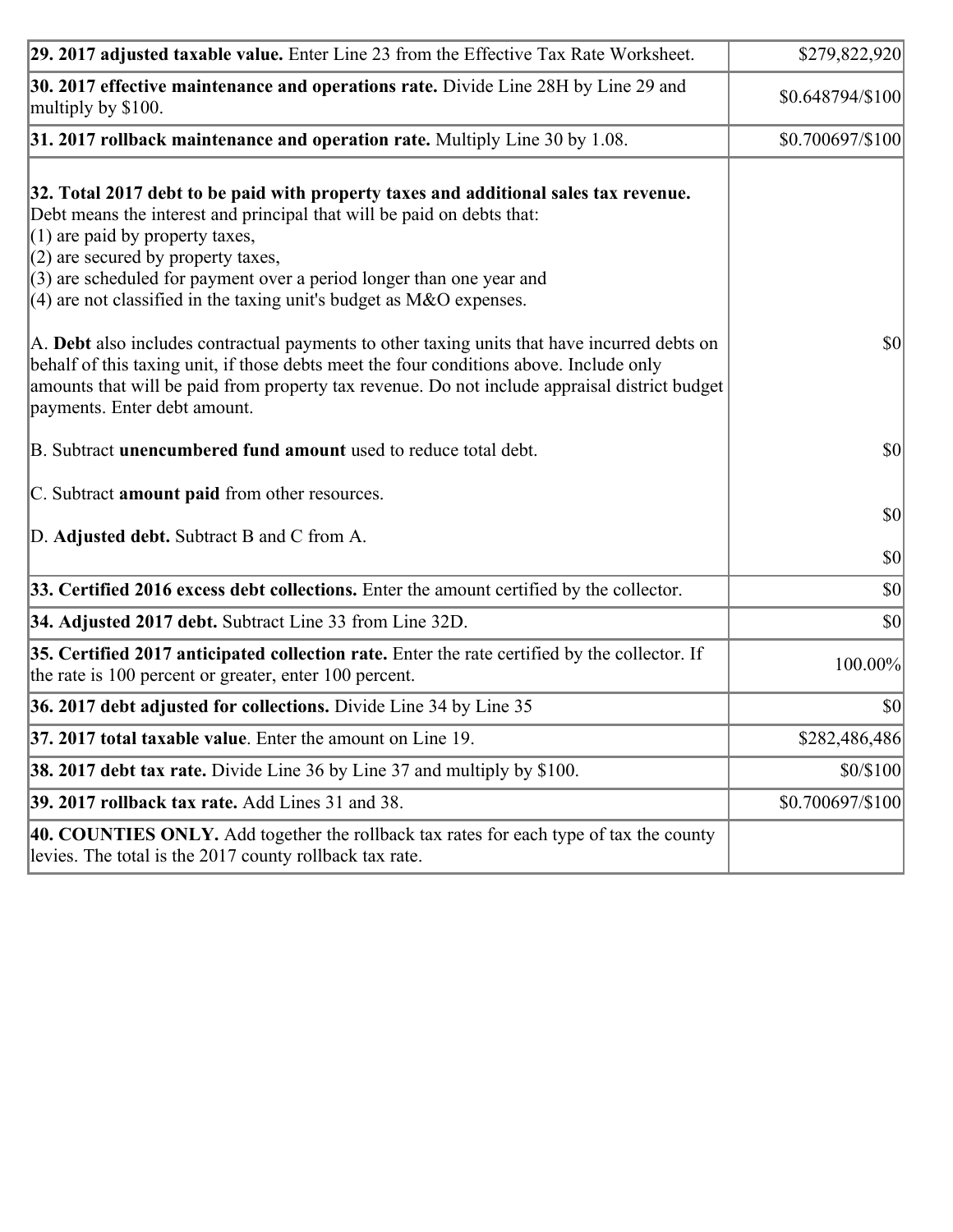| | |
|---|---|
| **29. 2017 adjusted taxable value.** Enter Line 23 from the Effective Tax Rate Worksheet. | $279,822,920 |
| **30. 2017 effective maintenance and operations rate.** Divide Line 28H by Line 29 and multiply by $100. | $0.648794/$100 |
| **31. 2017 rollback maintenance and operation rate.** Multiply Line 30 by 1.08. | $0.700697/$100 |
| **32. Total 2017 debt to be paid with property taxes and additional sales tax revenue.** Debt means the interest and principal that will be paid on debts that:<br>(1) are paid by property taxes,<br>(2) are secured by property taxes,<br>(3) are scheduled for payment over a period longer than one year and<br>(4) are not classified in the taxing unit's budget as M&O expenses. | |
| A. **Debt** also includes contractual payments to other taxing units that have incurred debts on behalf of this taxing unit, if those debts meet the four conditions above. Include only amounts that will be paid from property tax revenue. Do not include appraisal district budget payments. Enter debt amount. | $0 |
| B. Subtract **unencumbered fund amount** used to reduce total debt. | $0 |
| C. Subtract **amount paid** from other resources. | $0 |
| D. **Adjusted debt.** Subtract B and C from A. | $0 |
| **33. Certified 2016 excess debt collections.** Enter the amount certified by the collector. | $0 |
| **34. Adjusted 2017 debt.** Subtract Line 33 from Line 32D. | $0 |
| **35. Certified 2017 anticipated collection rate.** Enter the rate certified by the collector. If the rate is 100 percent or greater, enter 100 percent. | 100.00% |
| **36. 2017 debt adjusted for collections.** Divide Line 34 by Line 35 | $0 |
| **37. 2017 total taxable value**. Enter the amount on Line 19. | $282,486,486 |
| **38. 2017 debt tax rate.** Divide Line 36 by Line 37 and multiply by $100. | $0/$100 |
| **39. 2017 rollback tax rate.** Add Lines 31 and 38. | $0.700697/$100 |
| **40. COUNTIES ONLY.** Add together the rollback tax rates for each type of tax the county levies. The total is the 2017 county rollback tax rate. | |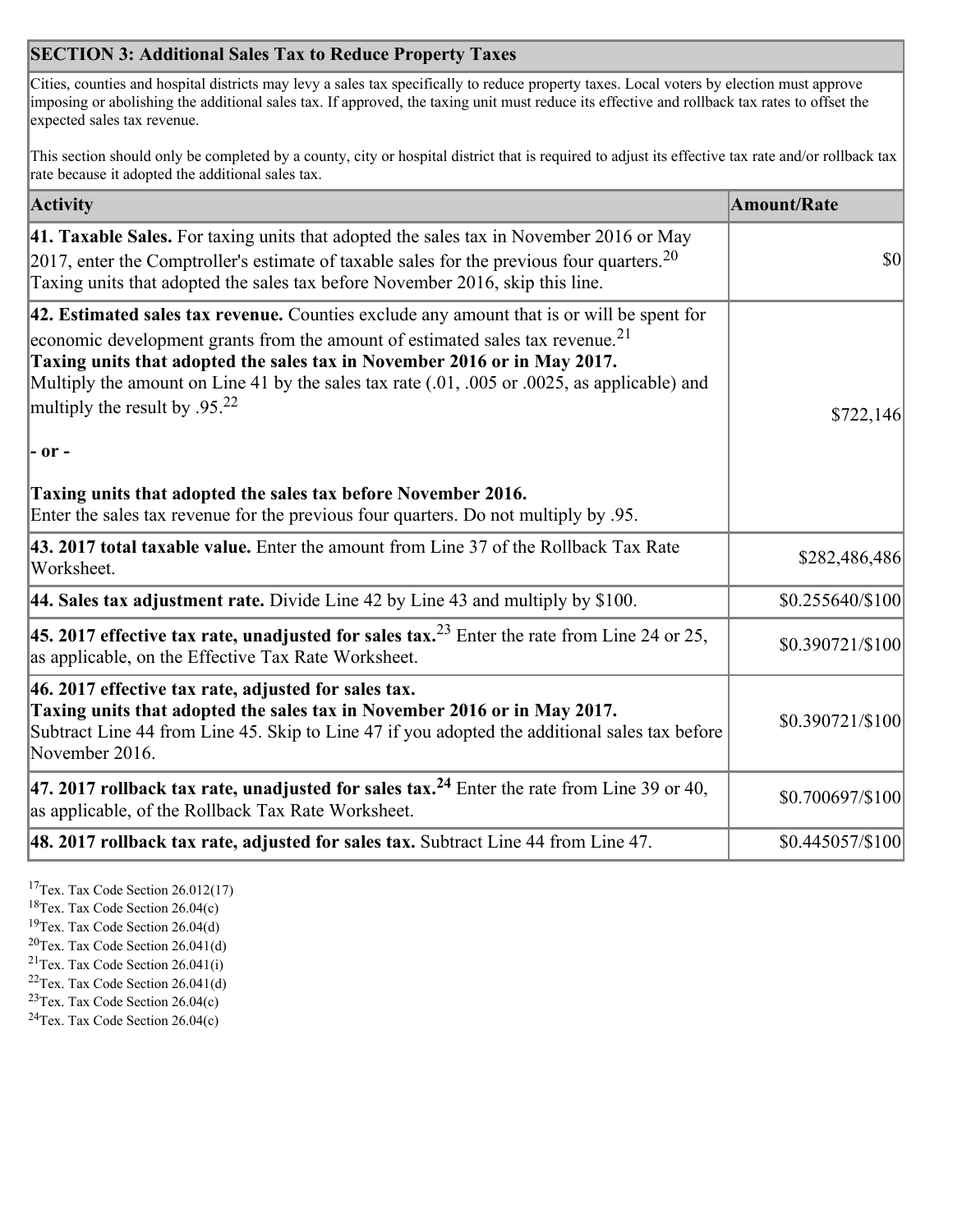## SECTION 3: Additional Sales Tax to Reduce Property Taxes

Cities, counties and hospital districts may levy a sales tax specifically to reduce property taxes. Local voters by election must approve imposing or abolishing the additional sales tax. If approved, the taxing unit must reduce its effective and rollback tax rates to offset the expected sales tax revenue.

This section should only be completed by a county, city or hospital district that is required to adjust its effective tax rate and/or rollback tax rate because it adopted the additional sales tax.

| Activity | Amount/Rate |
|---|---|
| **41. Taxable Sales.** For taxing units that adopted the sales tax in November 2016 or May 2017, enter the Comptroller's estimate of taxable sales for the previous four quarters.[20] Taxing units that adopted the sales tax before November 2016, skip this line. | $0 |
| **42. Estimated sales tax revenue.** Counties exclude any amount that is or will be spent for economic development grants from the amount of estimated sales tax revenue.[21] **Taxing units that adopted the sales tax in November 2016 or in May 2017.** Multiply the amount on Line 41 by the sales tax rate (.01, .005 or .0025, as applicable) and multiply the result by .95.[22] **- or -** **Taxing units that adopted the sales tax before November 2016.** Enter the sales tax revenue for the previous four quarters. Do not multiply by .95. | $722,146 |
| **43. 2017 total taxable value.** Enter the amount from Line 37 of the Rollback Tax Rate Worksheet. | $282,486,486 |
| **44. Sales tax adjustment rate.** Divide Line 42 by Line 43 and multiply by $100. | $0.255640/$100 |
| **45. 2017 effective tax rate, unadjusted for sales tax.**[23] Enter the rate from Line 24 or 25, as applicable, on the Effective Tax Rate Worksheet. | $0.390721/$100 |
| **46. 2017 effective tax rate, adjusted for sales tax.** **Taxing units that adopted the sales tax in November 2016 or in May 2017.** Subtract Line 44 from Line 45. Skip to Line 47 if you adopted the additional sales tax before November 2016. | $0.390721/$100 |
| **47. 2017 rollback tax rate, unadjusted for sales tax.[24]** Enter the rate from Line 39 or 40, as applicable, of the Rollback Tax Rate Worksheet. | $0.700697/$100 |
| **48. 2017 rollback tax rate, adjusted for sales tax.** Subtract Line 44 from Line 47. | $0.445057/$100 |

[17] Tex. Tax Code Section 26.012(17)
[18] Tex. Tax Code Section 26.04(c)
[19] Tex. Tax Code Section 26.04(d)
[20] Tex. Tax Code Section 26.041(d)
[21] Tex. Tax Code Section 26.041(i)
[22] Tex. Tax Code Section 26.041(d)
[23] Tex. Tax Code Section 26.04(c)
[24] Tex. Tax Code Section 26.04(c)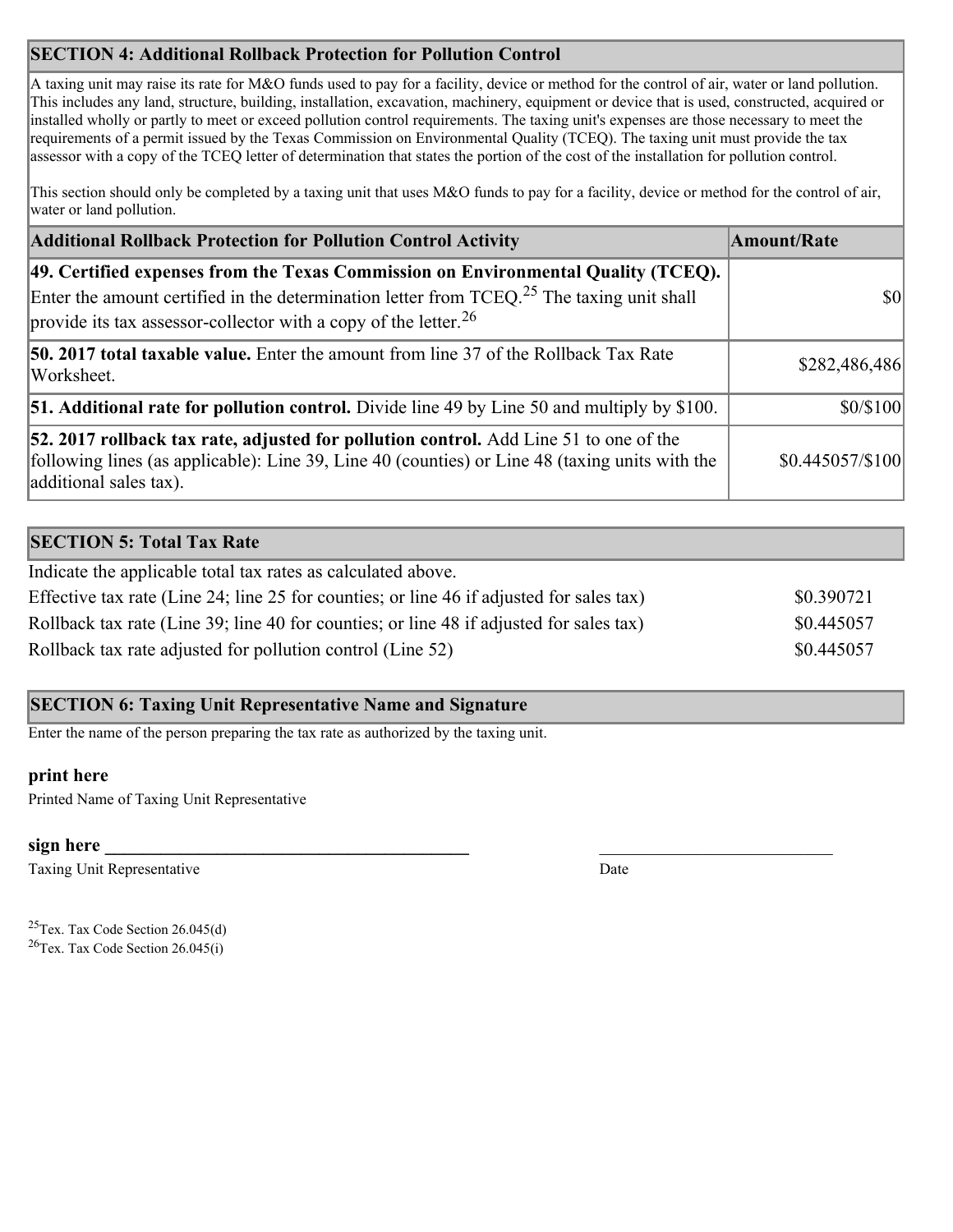## SECTION 4: Additional Rollback Protection for Pollution Control

A taxing unit may raise its rate for M&O funds used to pay for a facility, device or method for the control of air, water or land pollution. This includes any land, structure, building, installation, excavation, machinery, equipment or device that is used, constructed, acquired or installed wholly or partly to meet or exceed pollution control requirements. The taxing unit's expenses are those necessary to meet the requirements of a permit issued by the Texas Commission on Environmental Quality (TCEQ). The taxing unit must provide the tax assessor with a copy of the TCEQ letter of determination that states the portion of the cost of the installation for pollution control.

This section should only be completed by a taxing unit that uses M&O funds to pay for a facility, device or method for the control of air, water or land pollution.

| Additional Rollback Protection for Pollution Control Activity | Amount/Rate |
|---|---|
| **49. Certified expenses from the Texas Commission on Environmental Quality (TCEQ).** Enter the amount certified in the determination letter from TCEQ.[25] The taxing unit shall provide its tax assessor-collector with a copy of the letter.[26] | $0 |
| **50. 2017 total taxable value.** Enter the amount from line 37 of the Rollback Tax Rate Worksheet. | $282,486,486 |
| **51. Additional rate for pollution control.** Divide line 49 by Line 50 and multiply by $100. | $0/$100 |
| **52. 2017 rollback tax rate, adjusted for pollution control.** Add Line 51 to one of the following lines (as applicable): Line 39, Line 40 (counties) or Line 48 (taxing units with the additional sales tax). | $0.445057/$100 |

## SECTION 5: Total Tax Rate

Indicate the applicable total tax rates as calculated above.

| | |
|---|---|
| Effective tax rate (Line 24; line 25 for counties; or line 46 if adjusted for sales tax) | $0.390721 |
| Rollback tax rate (Line 39; line 40 for counties; or line 48 if adjusted for sales tax) | $0.445057 |
| Rollback tax rate adjusted for pollution control (Line 52) | $0.445057 |

## SECTION 6: Taxing Unit Representative Name and Signature

Enter the name of the person preparing the tax rate as authorized by the taxing unit.

**print here**

Printed Name of Taxing Unit Representative

**sign here** ________________________________________ ___________________________

Taxing Unit Representative Date

[25]Tex. Tax Code Section 26.045(d)

[26]Tex. Tax Code Section 26.045(i)